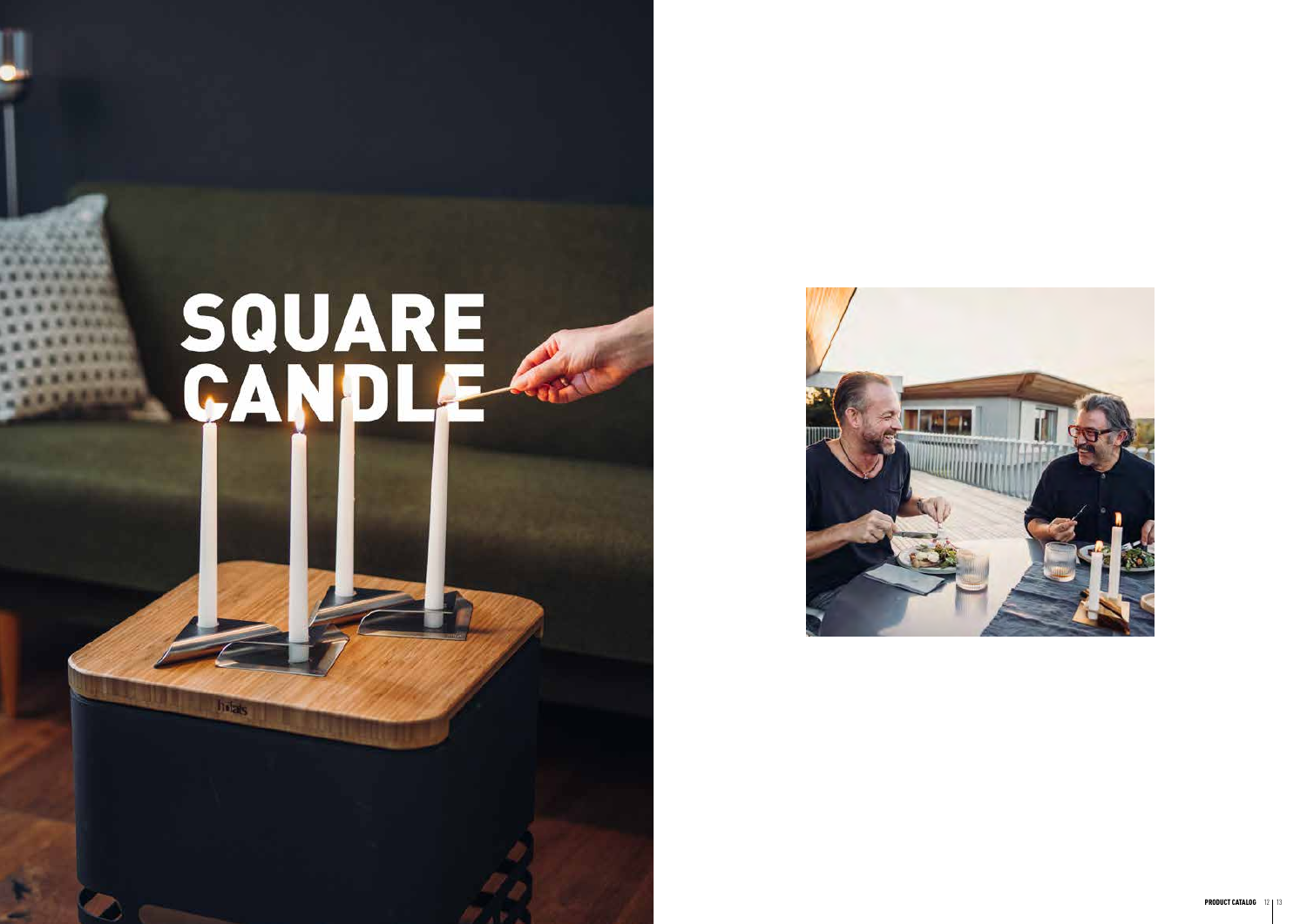# SQUARE CANDLE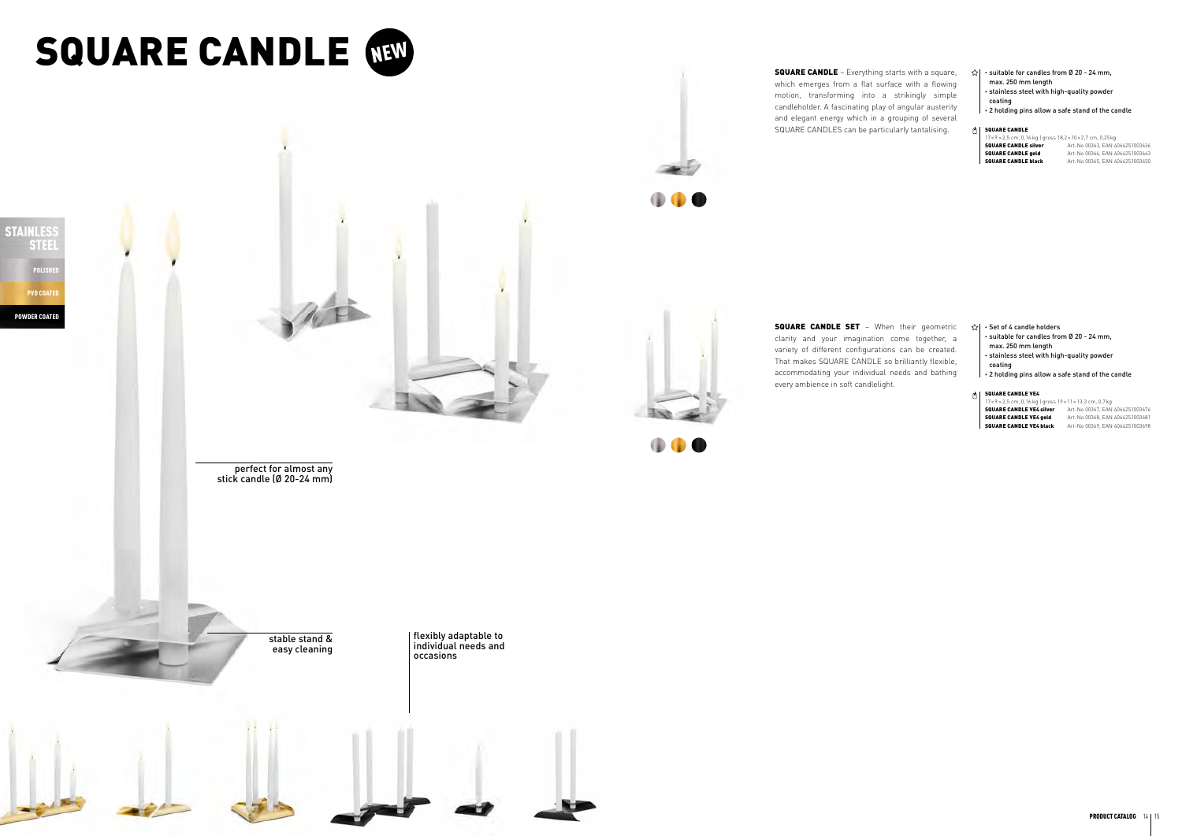# SQUARE CANDLE NEW

STAINLESS STEEL

POLISHED

PVD COATED

POWDER COATED

**SQUARE CANDLE** – Everything starts with a square, which emerges from a flat surface with a flowing motion, transforming into a strikingly simple candleholder. A fascinating play of angular austerity and elegant energy which in a grouping of several SQUARE CANDLES can be particularly tantalising.

- suitable for candles from Ø 20 - 24 mm, max. 250 mm length
- stainless steel with high-quality powder coating
- 2 holding pins allow a safe stand of the candle

**SQUARE CANDLE**
17 × 9 × 2,5 cm, 0,16 kg | gross 18,2 × 10 × 2,7 cm, 0,25kg

| | |
|---|---|
| **SQUARE CANDLE silver** | Art-No 00363, EAN 4064251003636 |
| **SQUARE CANDLE gold** | Art-No 00364, EAN 4064251003643 |
| **SQUARE CANDLE black** | Art-No 00365, EAN 4064251003650 |

**SQUARE CANDLE SET** – When their geometric clarity and your imagination come together, a variety of different configurations can be created. That makes SQUARE CANDLE so brilliantly flexible, accommodating your individual needs and bathing every ambience in soft candlelight.

- Set of 4 candle holders
- suitable for candles from Ø 20 - 24 mm, max. 250 mm length
- stainless steel with high-quality powder coating
- 2 holding pins allow a safe stand of the candle

**SQUARE CANDLE VE4**
17 × 9 × 2,5 cm, 0,16 kg | gross 19 × 11 × 13,3 cm, 0,7kg

| | |
|---|---|
| **SQUARE CANDLE VE4 silver** | Art-No 00367, EAN 4064251003674 |
| **SQUARE CANDLE VE4 gold** | Art-No 00368, EAN 4064251003681 |
| **SQUARE CANDLE VE4 black** | Art-No 00369, EAN 4064251003698 |

perfect for almost any stick candle (Ø 20-24 mm)

stable stand & easy cleaning

flexibly adaptable to individual needs and occasions